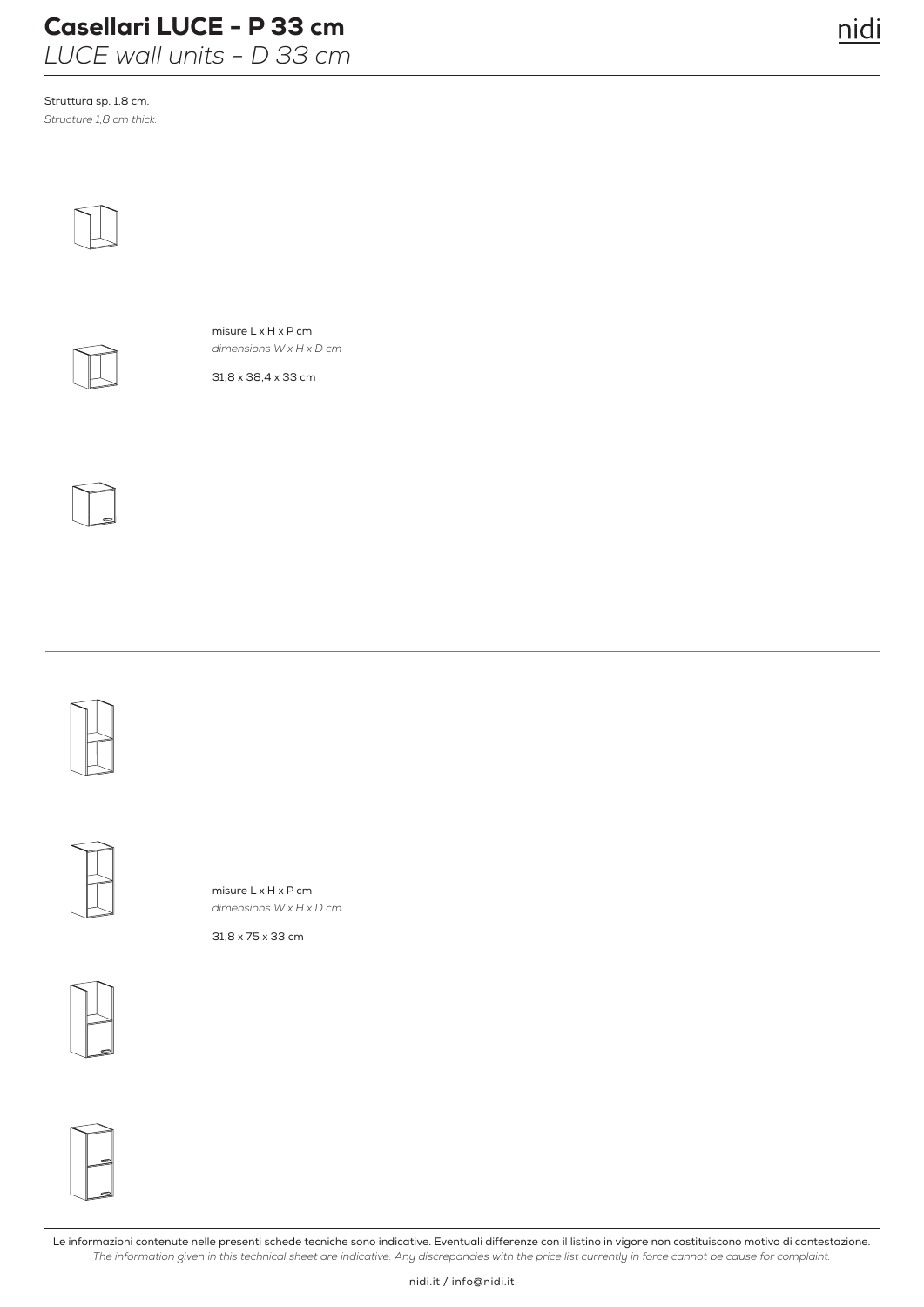# Casellari LUCE - P 33 cm

*LUCE wall units - D 33 cm*

Struttura sp. 1,8 cm.
*Structure 1,8 cm thick.*

misure L x H x P cm
*dimensions W x H x D cm*

31,8 x 38,4 x 33 cm

---

misure L x H x P cm
*dimensions W x H x D cm*

31,8 x 75 x 33 cm

---

Le informazioni contenute nelle presenti schede tecniche sono indicative. Eventuali differenze con il listino in vigore non costituiscono motivo di contestazione.
*The information given in this technical sheet are indicative. Any discrepancies with the price list currently in force cannot be cause for complaint.*

nidi.it / info@nidi.it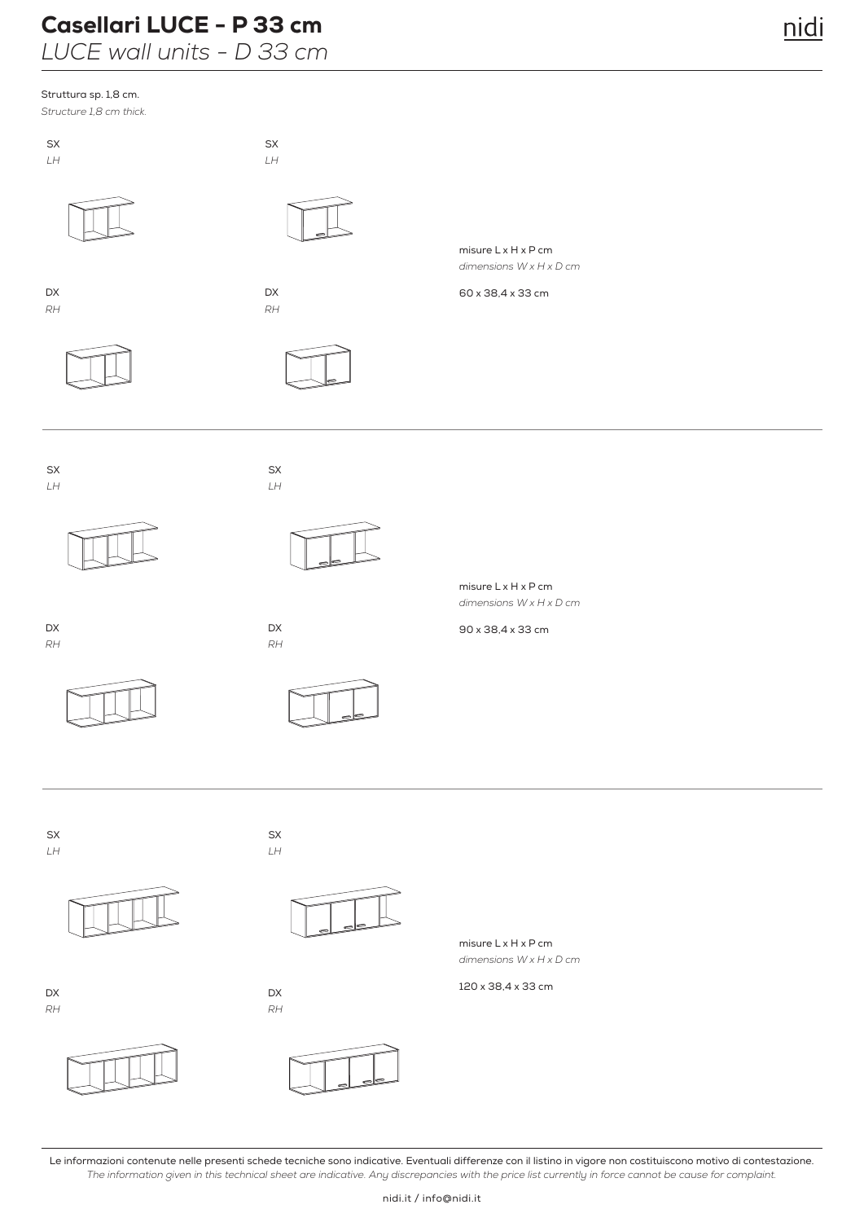# Casellari LUCE - P 33 cm

*LUCE wall units - D 33 cm*

Struttura sp. 1,8 cm.
*Structure 1,8 cm thick.*

SX
*LH*

SX
*LH*

DX
*RH*

DX
*RH*

misure L x H x P cm
*dimensions W x H x D cm*

60 x 38,4 x 33 cm

---

SX
*LH*

SX
*LH*

DX
*RH*

DX
*RH*

misure L x H x P cm
*dimensions W x H x D cm*

90 x 38,4 x 33 cm

---

SX
*LH*

SX
*LH*

DX
*RH*

DX
*RH*

misure L x H x P cm
*dimensions W x H x D cm*

120 x 38,4 x 33 cm

---

Le informazioni contenute nelle presenti schede tecniche sono indicative. Eventuali differenze con il listino in vigore non costituiscono motivo di contestazione.
*The information given in this technical sheet are indicative. Any discrepancies with the price list currently in force cannot be cause for complaint.*

nidi.it / info@nidi.it